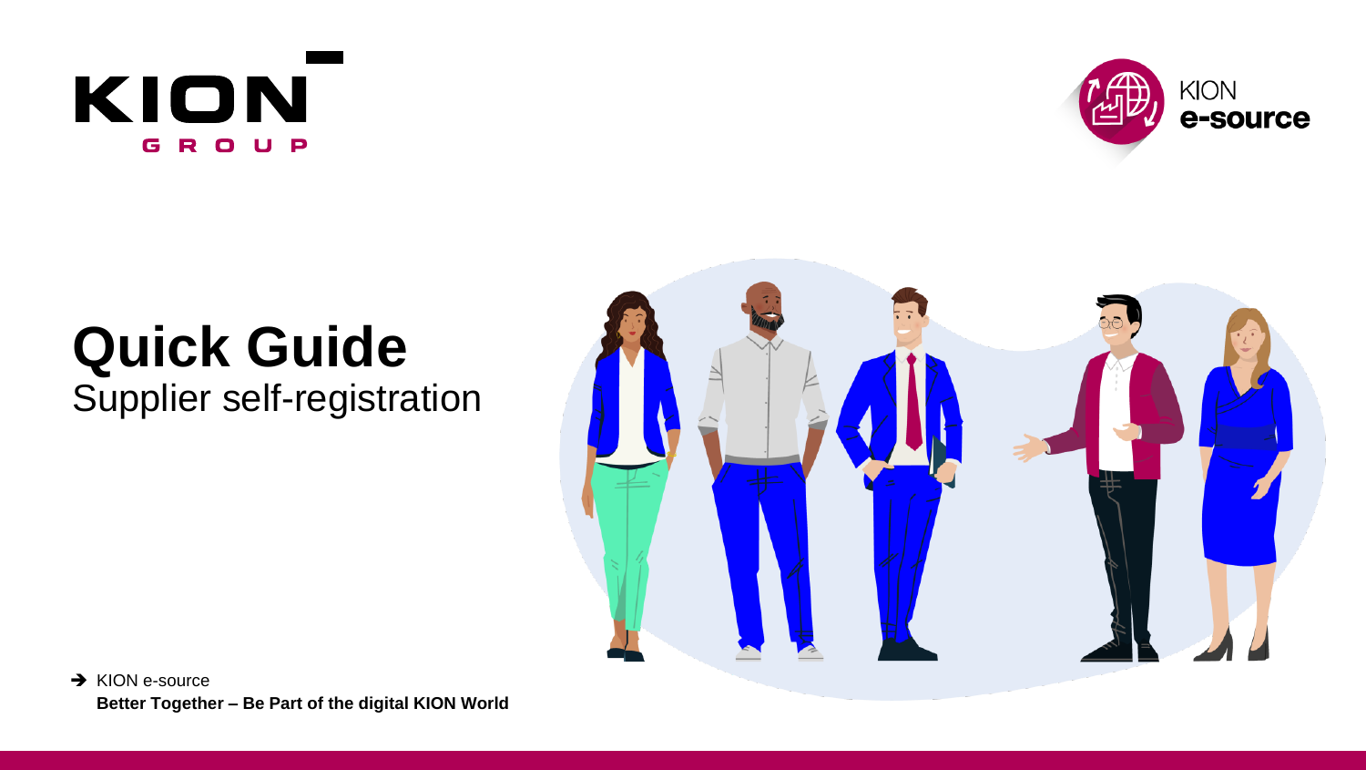KION GROUP

KION e-source

# Quick Guide
Supplier self-registration

➔ KION e-source
**Better Together – Be Part of the digital KION World**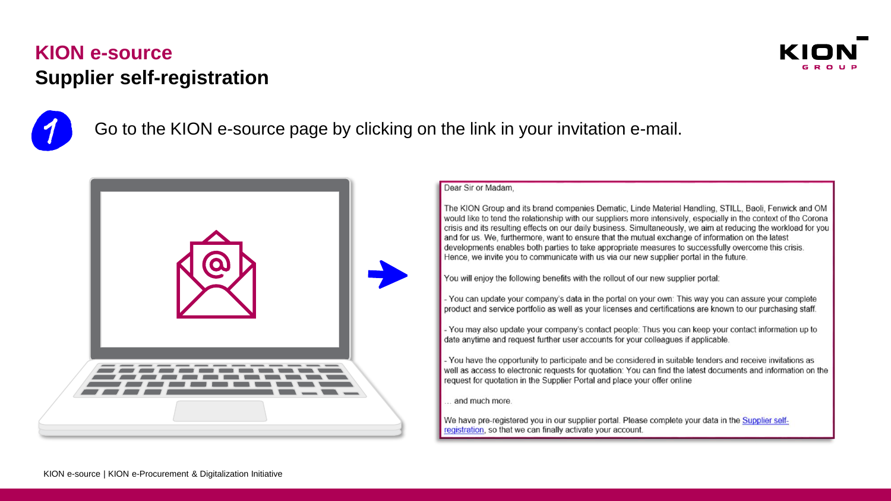# KION e-source

## Supplier self-registration

1. Go to the KION e-source page by clicking on the link in your invitation e-mail.

Dear Sir or Madam,

The KION Group and its brand companies Dematic, Linde Material Handling, STILL, Baoli, Fenwick and OM would like to tend the relationship with our suppliers more intensively, especially in the context of the Corona crisis and its resulting effects on our daily business. Simultaneously, we aim at reducing the workload for you and for us. We, furthermore, want to ensure that the mutual exchange of information on the latest developments enables both parties to take appropriate measures to successfully overcome this crisis. Hence, we invite you to communicate with us via our new supplier portal in the future.

You will enjoy the following benefits with the rollout of our new supplier portal:

- You can update your company's data in the portal on your own: This way you can assure your complete product and service portfolio as well as your licenses and certifications are known to our purchasing staff.

- You may also update your company's contact people: Thus you can keep your contact information up to date anytime and request further user accounts for your colleagues if applicable.

- You have the opportunity to participate and be considered in suitable tenders and receive invitations as well as access to electronic requests for quotation: You can find the latest documents and information on the request for quotation in the Supplier Portal and place your offer online

… and much more.

We have pre-registered you in our supplier portal. Please complete your data in the Supplier self-registration, so that we can finally activate your account.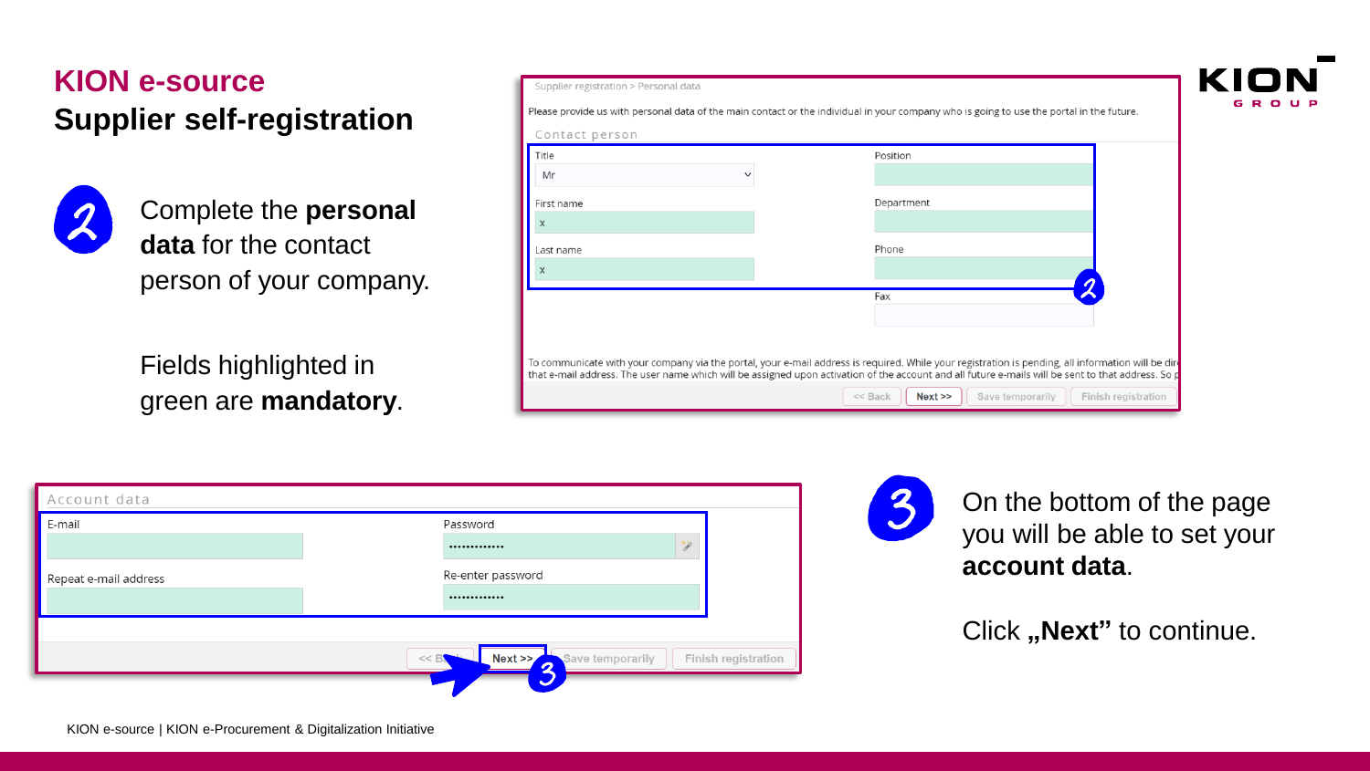# KION e-source

## Supplier self-registration

**2** Complete the **personal data** for the contact person of your company.

Fields highlighted in green are **mandatory**.

Supplier registration > Personal data

Please provide us with personal data of the main contact or the individual in your company who is going to use the portal in the future.

Contact person

| Title | Position |
|---|---|
| Mr | |
| First name | Department |
| x | |
| Last name | Phone |
| x | |
| | Fax |

To communicate with your company via the portal, your e-mail address is required. While your registration is pending, all information will be dir that e-mail address. The user name which will be assigned upon activation of the account and all future e-mails will be sent to that address. So p

<< Back | Next >> | Save temporarily | Finish registration

Account data

| E-mail | Password |
|---|---|
| | ············· |
| Repeat e-mail address | Re-enter password |
| | ············· |

<< Back | Next >> | Save temporarily | Finish registration

**3** On the bottom of the page you will be able to set your **account data**.

Click **„Next"** to continue.

KION e-source | KION e-Procurement & Digitalization Initiative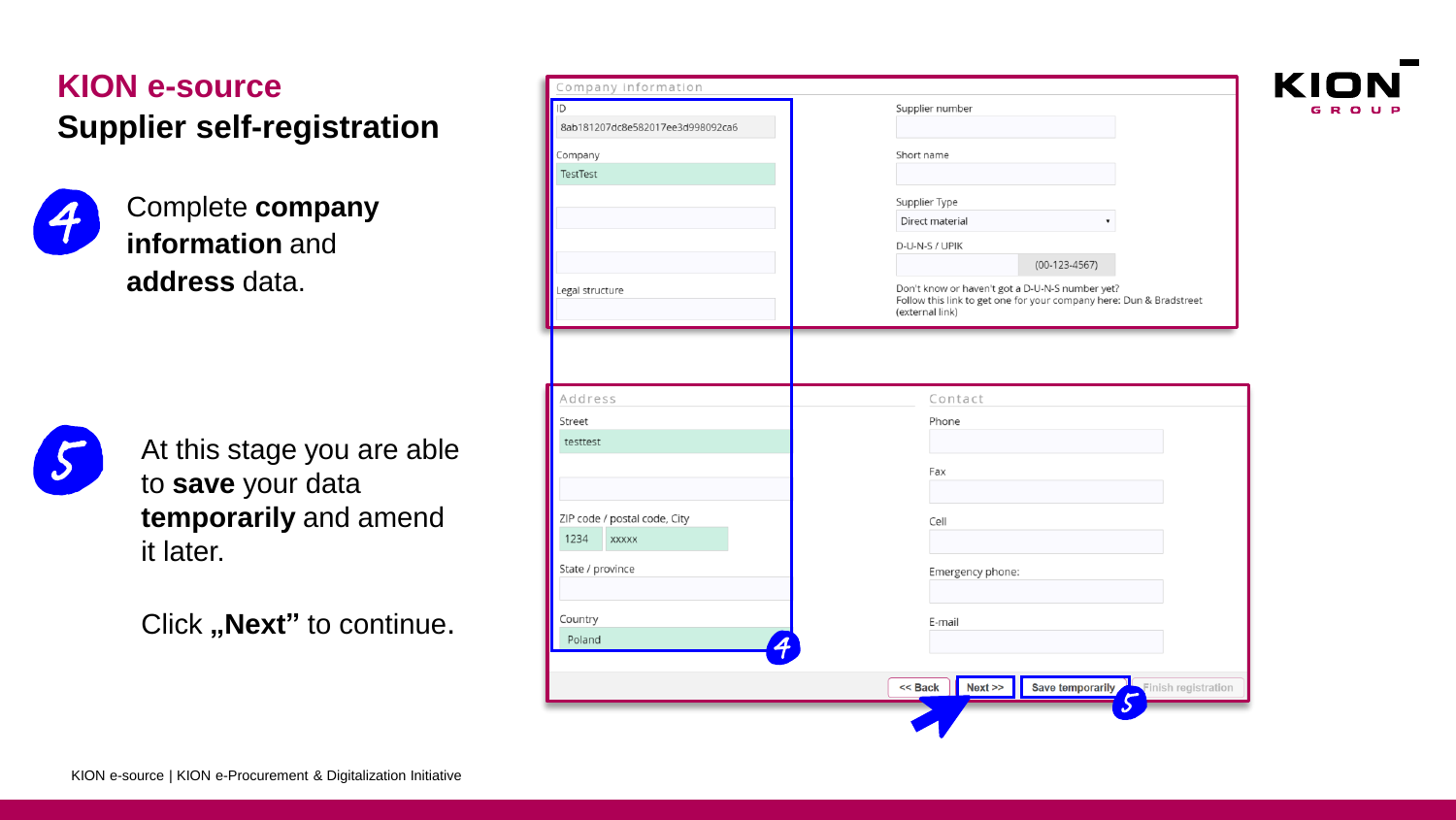# KION e-source

## Supplier self-registration

**4** Complete **company information** and **address** data.

**5** At this stage you are able to **save** your data **temporarily** and amend it later.

Click **„Next”** to continue.

Company information

ID: 8ab181207dc8e582017ee3d998092ca6

Company: TestTest

Legal structure

Supplier number

Short name

Supplier Type: Direct material

D-U-N-S / UPIK: (00-123-4567)

Don't know or haven't got a D-U-N-S number yet? Follow this link to get one for your company here: Dun & Bradstreet (external link)

Address

Street: testtest

ZIP code / postal code, City: 1234 xxxxx

State / province

Country: Poland

Contact

Phone

Fax

Cell

Emergency phone:

E-mail

<< Back | Next >> | Save temporarily | Finish registration

KION e-source | KION e-Procurement & Digitalization Initiative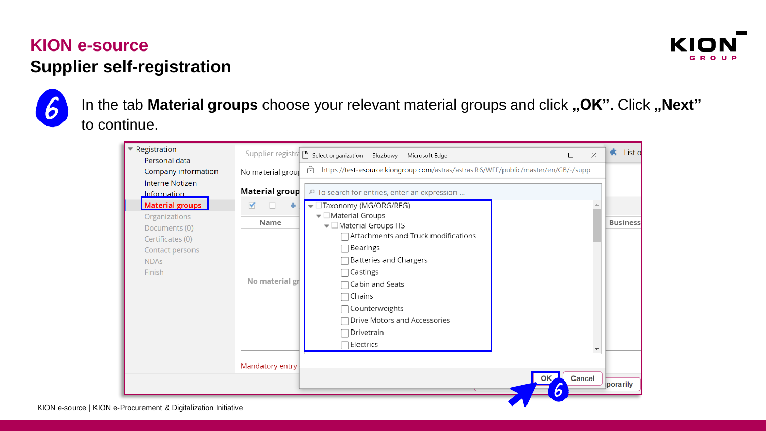# KION e-source

## Supplier self-registration

6 In the tab **Material groups** choose your relevant material groups and click **„OK”.** Click **„Next”** to continue.

- Registration
  - Personal data
  - Company information
  - Interne Notizen
  - Information
  - Material groups
  - Organizations
  - Documents (0)
  - Certificates (0)
  - Contact persons
  - NDAs
  - Finish

Select organization — Służbowy — Microsoft Edge

https://test-esource.kiongroup.com/astras/astras.R6/WFE/public/master/en/GB/-/supp...

To search for entries, enter an expression ...

- Taxonomy (MG/ORG/REG)
  - Material Groups
    - Material Groups ITS
      - Attachments and Truck modifications
      - Bearings
      - Batteries and Chargers
      - Castings
      - Cabin and Seats
      - Chains
      - Counterweights
      - Drive Motors and Accessories
      - Drivetrain
      - Electrics

OK | Cancel

KION e-source | KION e-Procurement & Digitalization Initiative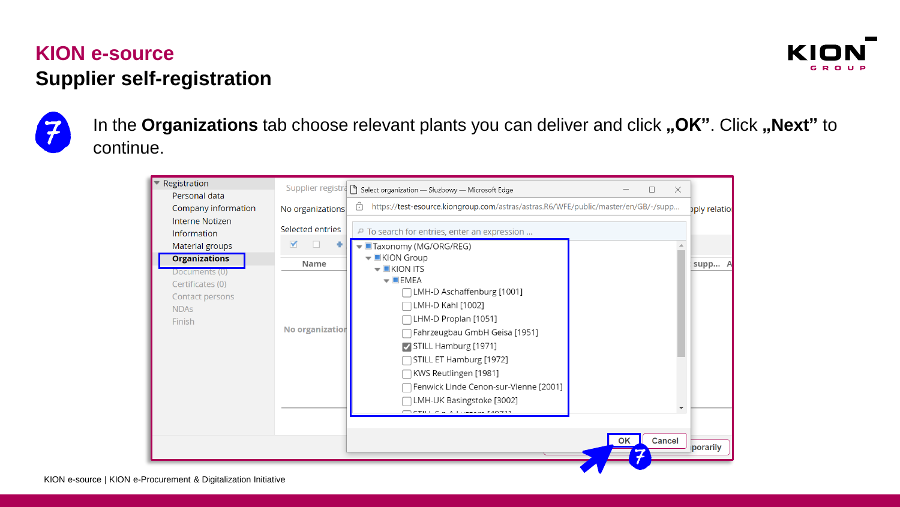# KION e-source

## Supplier self-registration

7 In the **Organizations** tab choose relevant plants you can deliver and click **„OK”**. Click **„Next”** to continue.

- Registration
  - Personal data
  - Company information
  - Interne Notizen
  - Information
  - Material groups
  - **Organizations**
  - Documents (0)
  - Certificates (0)
  - Contact persons
  - NDAs
  - Finish

Select organization — Służbowy — Microsoft Edge

https://test-esource.kiongroup.com/astras/astras.R6/WFE/public/master/en/GB/-/supp...

To search for entries, enter an expression ...

- Taxonomy (MG/ORG/REG)
  - KION Group
    - KION ITS
      - EMEA
        - [ ] LMH-D Aschaffenburg [1001]
        - [ ] LMH-D Kahl [1002]
        - [ ] LHM-D Proplan [1051]
        - [ ] Fahrzeugbau GmbH Geisa [1951]
        - [x] STILL Hamburg [1971]
        - [ ] STILL ET Hamburg [1972]
        - [ ] KWS Reutlingen [1981]
        - [ ] Fenwick Linde Cenon-sur-Vienne [2001]
        - [ ] LMH-UK Basingstoke [3002]

OK | Cancel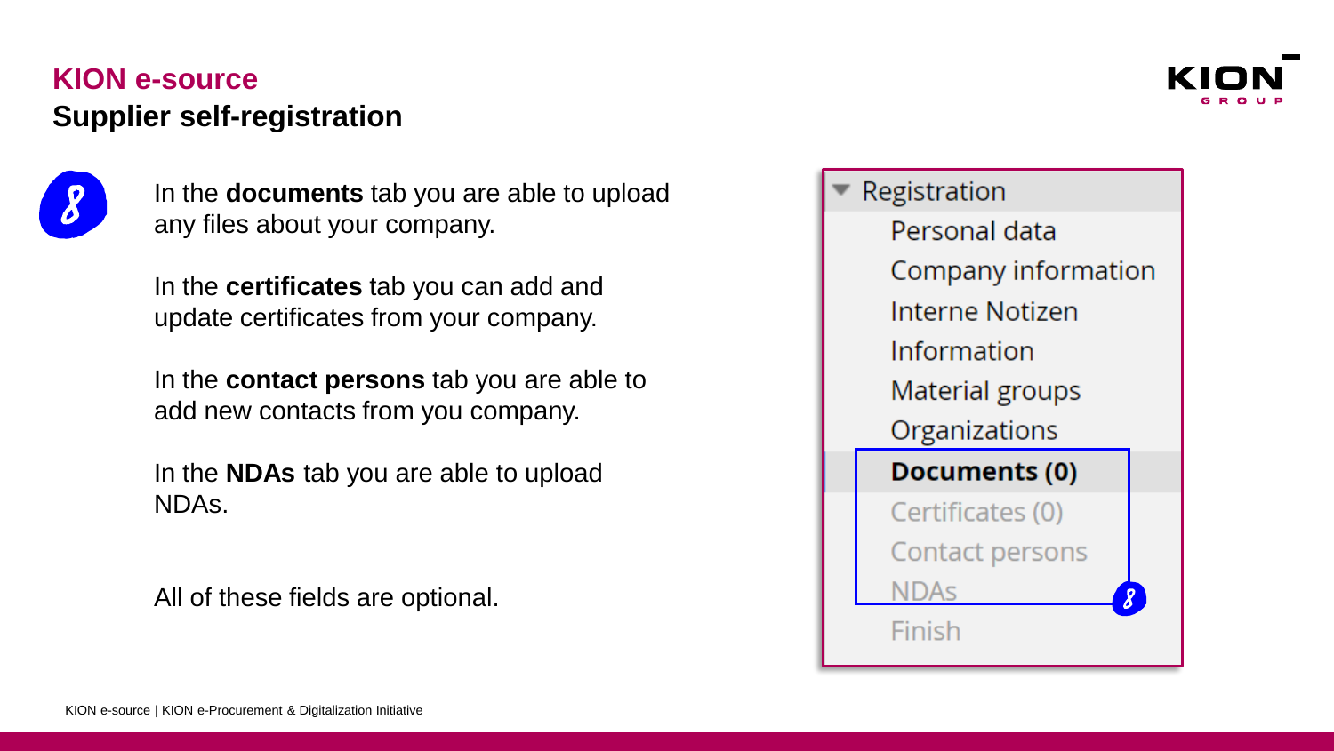## KION e-source

### Supplier self-registration

8

In the **documents** tab you are able to upload any files about your company.

In the **certificates** tab you can add and update certificates from your company.

In the **contact persons** tab you are able to add new contacts from you company.

In the **NDAs** tab you are able to upload NDAs.

All of these fields are optional.

- Registration
  - Personal data
  - Company information
  - Interne Notizen
  - Information
  - Material groups
  - Organizations
  - **Documents (0)**
  - Certificates (0)
  - Contact persons
  - NDAs
  - Finish

8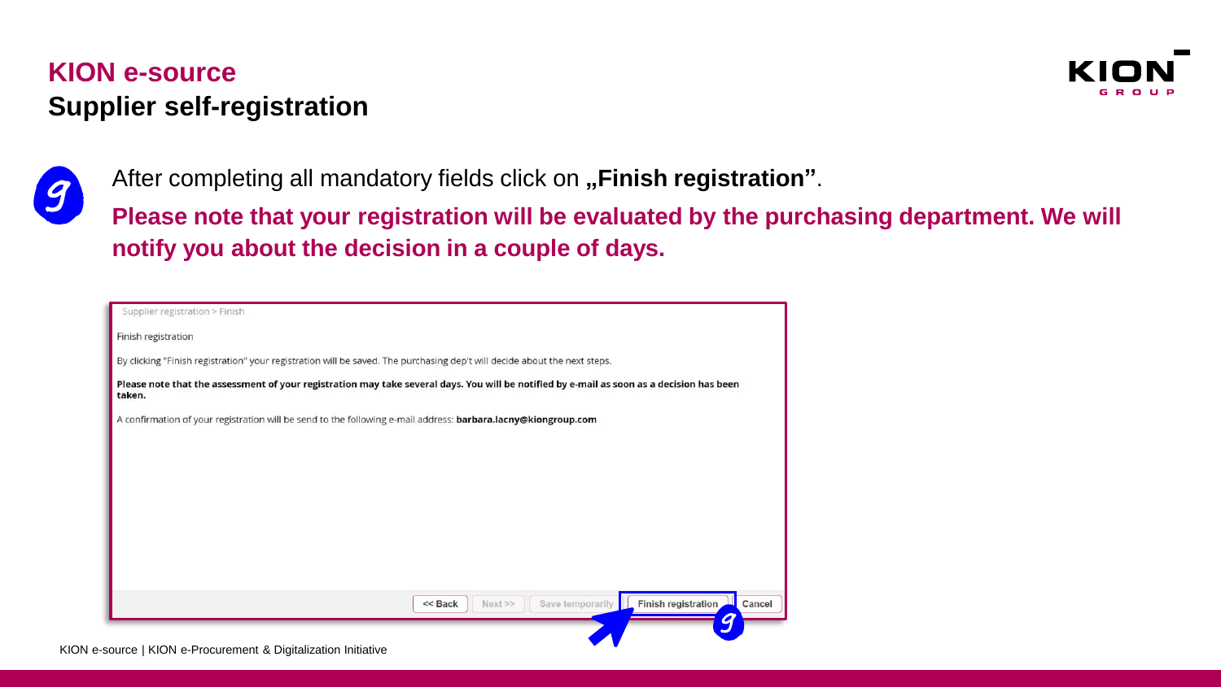# KION e-source

## Supplier self-registration

9 After completing all mandatory fields click on **„Finish registration"**.

**Please note that your registration will be evaluated by the purchasing department. We will notify you about the decision in a couple of days.**

Supplier registration > Finish

Finish registration

By clicking "Finish registration" your registration will be saved. The purchasing dep't will decide about the next steps.

**Please note that the assessment of your registration may take several days. You will be notified by e-mail as soon as a decision has been taken.**

A confirmation of your registration will be send to the following e-mail address: **barbara.lacny@kiongroup.com**

<< Back | Next >> | Save temporarily | Finish registration | Cancel

9

KION e-source | KION e-Procurement & Digitalization Initiative